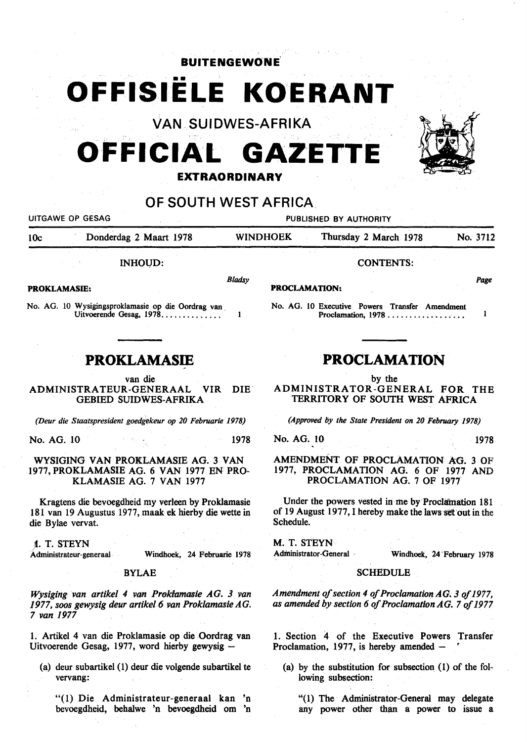# BUITENGEWONE

# OFFISIËLE KOERANT

## VAN SUIDWES-AFRIKA

# OFFICIAL GAZETTE

## EXTRAORDINARY

## OF SOUTH WEST AFRICA

UITGAWE OP GESAG — PUBLISHED BY AUTHORITY

| 10c | Donderdag 2 Maart 1978 | WINDHOEK | Thursday 2 March 1978 | No. 3712 |
|---|---|---|---|---|

**INHOUD:**

| PROKLAMASIE: | Bladsy |
|---|---|
| No. AG. 10 Wysigingsproklamasie op die Oordrag van Uitvoerende Gesag, 1978 | 1 |

**CONTENTS:**

| PROCLAMATION: | Page |
|---|---|
| No. AG. 10 Executive Powers Transfer Amendment Proclamation, 1978 | 1 |

## PROKLAMASIE

van die

ADMINISTRATEUR-GENERAAL VIR DIE GEBIED SUIDWES-AFRIKA

*(Deur die Staatspresident goedgekeur op 20 Februarie 1978)*

No. AG. 10 1978

WYSIGING VAN PROKLAMASIE AG. 3 VAN 1977, PROKLAMASIE AG. 6 VAN 1977 EN PROKLAMASIE AG. 7 VAN 1977

Kragtens die bevoegdheid my verleen by Proklamasie 181 van 19 Augustus 1977, maak ek hierby die wette in die Bylae vervat.

M. T. STEYN
Administrateur-generaal — Windhoek, 24 Februarie 1978

BYLAE

*Wysiging van artikel 4 van Proklamasie AG. 3 van 1977, soos gewysig deur artikel 6 van Proklamasie AG. 7 van 1977*

1. Artikel 4 van die Proklamasie op die Oordrag van Uitvoerende Gesag, 1977, word hierby gewysig —

   (a) deur subartikel (1) deur die volgende subartikel te vervang:

   "(1) Die Administrateur-generaal kan 'n bevoegdheid, behalwe 'n bevoegdheid om 'n

## PROCLAMATION

by the

ADMINISTRATOR-GENERAL FOR THE TERRITORY OF SOUTH WEST AFRICA

*(Approved by the State President on 20 February 1978)*

No. AG. 10 1978

AMENDMENT OF PROCLAMATION AG. 3 OF 1977, PROCLAMATION AG. 6 OF 1977 AND PROCLAMATION AG. 7 OF 1977

Under the powers vested in me by Proclamation 181 of 19 August 1977, I hereby make the laws set out in the Schedule.

M. T. STEYN
Administrator-General — Windhoek, 24 February 1978

SCHEDULE

*Amendment of section 4 of Proclamation AG. 3 of 1977, as amended by section 6 of Proclamation AG. 7 of 1977*

1. Section 4 of the Executive Powers Transfer Proclamation, 1977, is hereby amended —

   (a) by the substitution for subsection (1) of the following subsection:

   "(1) The Administrator-General may delegate any power other than a power to issue a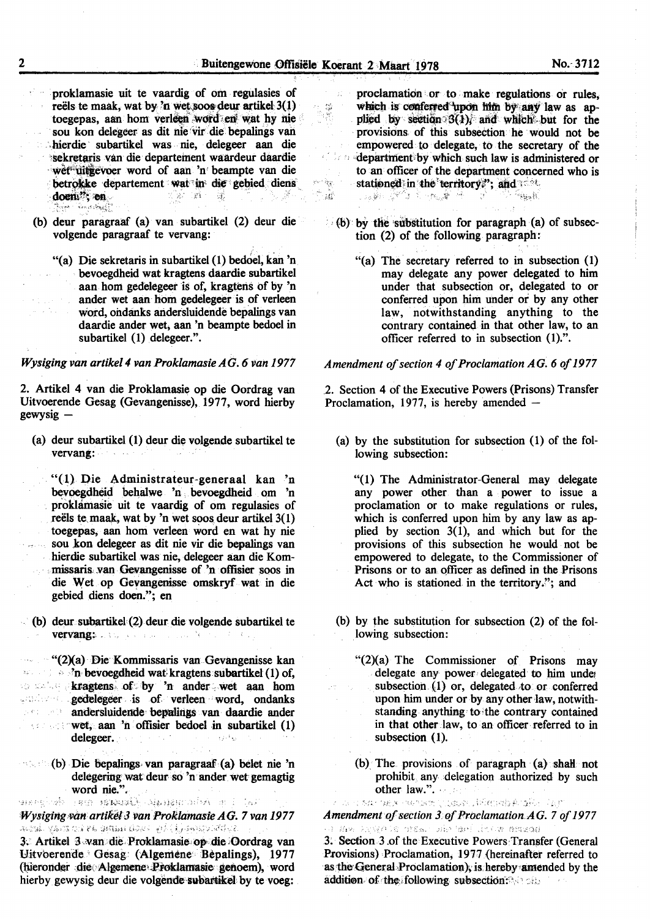proklamasie uit te vaardig of om regulasies of reëls te maak, wat by 'n wet soos deur artikel 3(1) toegepas, aan hom verleen word en wat hy nie sou kon delegeer as dit nie vir die bepalings van hierdie subartikel was nie, delegeer aan die sekretaris van die departement waardeur daardie wet uitgevoer word of aan 'n beampte van die betrokke departement wat in die gebied diens doen."; en

(b) deur paragraaf (a) van subartikel (2) deur die volgende paragraaf te vervang:

"(a) Die sekretaris in subartikel (1) bedoel, kan 'n bevoegdheid wat kragtens daardie subartikel aan hom gedelegeer is of, kragtens of by 'n ander wet aan hom gedelegeer is of verleen word, ondanks andersluidende bepalings van daardie ander wet, aan 'n beampte bedoel in subartikel (1) delegeer.".

*Wysiging van artikel 4 van Proklamasie AG. 6 van 1977*

2. Artikel 4 van die Proklamasie op die Oordrag van Uitvoerende Gesag (Gevangenisse), 1977, word hierby gewysig —

(a) deur subartikel (1) deur die volgende subartikel te vervang:

"(1) Die Administrateur-generaal kan 'n bevoegdheid behalwe 'n bevoegdheid om 'n proklamasie uit te vaardig of om regulasies of reëls te maak, wat by 'n wet soos deur artikel 3(1) toegepas, aan hom verleen word en wat hy nie sou kon delegeer as dit nie vir die bepalings van hierdie subartikel was nie, delegeer aan die Kommissaris van Gevangenisse of 'n offisier soos in die Wet op Gevangenisse omskryf wat in die gebied diens doen."; en

(b) deur subartikel (2) deur die volgende subartikel te vervang:

"(2)(a) Die Kommissaris van Gevangenisse kan 'n bevoegdheid wat kragtens subartikel (1) of, kragtens of by 'n ander wet aan hom gedelegeer is of verleen word, ondanks andersluidende bepalings van daardie ander wet, aan 'n offisier bedoel in subartikel (1) delegeer.

(b) Die bepalings van paragraaf (a) belet nie 'n delegering wat deur so 'n ander wet gemagtig word nie.".

*Wysiging van artikel 3 van Proklamasie AG. 7 van 1977*

3. Artikel 3 van die Proklamasie op die Oordrag van Uitvoerende Gesag (Algemene Bepalings), 1977 (hieronder die Algemene Proklamasie genoem), word hierby gewysig deur die volgende subartikel by te voeg:

proclamation or to make regulations or rules, which is conferred upon him by any law as applied by section 3(1), and which but for the provisions of this subsection he would not be empowered to delegate, to the secretary of the department by which such law is administered or to an officer of the department concerned who is stationed in the territory."; and

(b) by the substitution for paragraph (a) of subsection (2) of the following paragraph:

"(a) The secretary referred to in subsection (1) may delegate any power delegated to him under that subsection or, delegated to or conferred upon him under or by any other law, notwithstanding anything to the contrary contained in that other law, to an officer referred to in subsection (1).".

*Amendment of section 4 of Proclamation AG. 6 of 1977*

2. Section 4 of the Executive Powers (Prisons) Transfer Proclamation, 1977, is hereby amended —

(a) by the substitution for subsection (1) of the following subsection:

"(1) The Administrator-General may delegate any power other than a power to issue a proclamation or to make regulations or rules, which is conferred upon him by any law as applied by section 3(1), and which but for the provisions of this subsection he would not be empowered to delegate, to the Commissioner of Prisons or to an officer as defined in the Prisons Act who is stationed in the territory."; and

(b) by the substitution for subsection (2) of the following subsection:

"(2)(a) The Commissioner of Prisons may delegate any power delegated to him under subsection (1) or, delegated to or conferred upon him under or by any other law, notwithstanding anything to the contrary contained in that other law, to an officer referred to in subsection (1).

(b) The provisions of paragraph (a) shall not prohibit any delegation authorized by such other law.".

*Amendment of section 3 of Proclamation AG. 7 of 1977*

3. Section 3 of the Executive Powers Transfer (General Provisions) Proclamation, 1977 (hereinafter referred to as the General Proclamation), is hereby amended by the addition of the following subsection: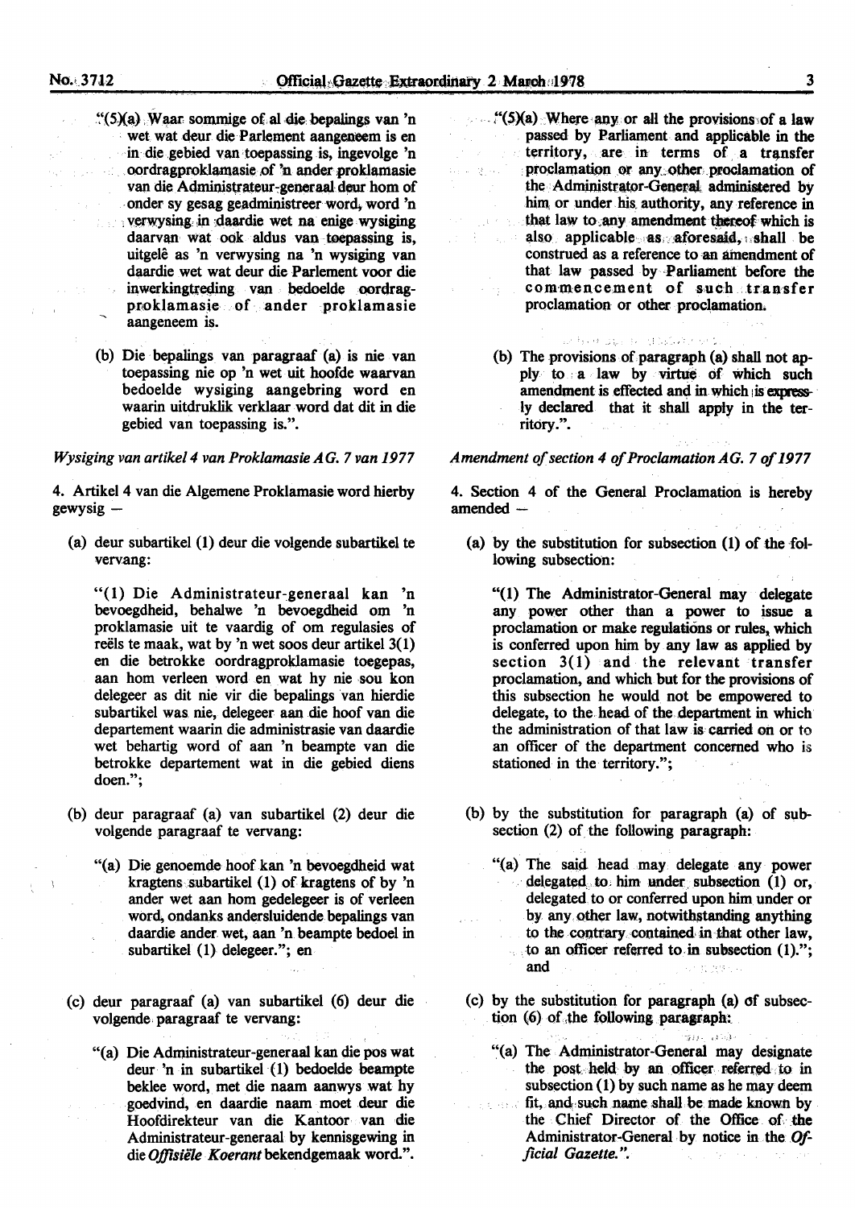"(5)(a) Waar sommige of al die bepalings van 'n wet wat deur die Parlement aangeneem is en in die gebied van toepassing is, ingevolge 'n oordragproklamasie of 'n ander proklamasie van die Administrateur-generaal deur hom of onder sy gesag geadministreer word, word 'n verwysing in daardie wet na enige wysiging daarvan wat ook aldus van toepassing is, uitgelê as 'n verwysing na 'n wysiging van daardie wet wat deur die Parlement voor die inwerkingtreding van bedoelde oordragproklamasie of ander proklamasie aangeneem is.

(b) Die bepalings van paragraaf (a) is nie van toepassing nie op 'n wet uit hoofde waarvan bedoelde wysiging aangebring word en waarin uitdruklik verklaar word dat dit in die gebied van toepassing is.".

*Wysiging van artikel 4 van Proklamasie AG. 7 van 1977*

4. Artikel 4 van die Algemene Proklamasie word hierby gewysig —

(a) deur subartikel (1) deur die volgende subartikel te vervang:

"(1) Die Administrateur-generaal kan 'n bevoegdheid, behalwe 'n bevoegdheid om 'n proklamasie uit te vaardig of om regulasies of reëls te maak, wat by 'n wet soos deur artikel 3(1) en die betrokke oordragproklamasie toegepas, aan hom verleen word en wat hy nie sou kon delegeer as dit nie vir die bepalings van hierdie subartikel was nie, delegeer aan die hoof van die departement waarin die administrasie van daardie wet behartig word of aan 'n beampte van die betrokke departement wat in die gebied diens doen.";

(b) deur paragraaf (a) van subartikel (2) deur die volgende paragraaf te vervang:

"(a) Die genoemde hoof kan 'n bevoegdheid wat kragtens subartikel (1) of kragtens of by 'n ander wet aan hom gedelegeer is of verleen word, ondanks andersluidende bepalings van daardie ander wet, aan 'n beampte bedoel in subartikel (1) delegeer."; en

(c) deur paragraaf (a) van subartikel (6) deur die volgende paragraaf te vervang:

"(a) Die Administrateur-generaal kan die pos wat deur 'n in subartikel (1) bedoelde beampte beklee word, met die naam aanwys wat hy goedvind, en daardie naam moet deur die Hoofdirekteur van die Kantoor van die Administrateur-generaal by kennisgewing in die *Offisiële Koerant* bekendgemaak word.".

"(5)(a) Where any or all the provisions of a law passed by Parliament and applicable in the territory, are in terms of a transfer proclamation or any other proclamation of the Administrator-General administered by him or under his authority, any reference in that law to any amendment thereof which is also applicable as aforesaid, shall be construed as a reference to an amendment of that law passed by Parliament before the commencement of such transfer proclamation or other proclamation.

(b) The provisions of paragraph (a) shall not apply to a law by virtue of which such amendment is effected and in which is expressly declared that it shall apply in the territory.".

*Amendment of section 4 of Proclamation AG. 7 of 1977*

4. Section 4 of the General Proclamation is hereby amended —

(a) by the substitution for subsection (1) of the following subsection:

"(1) The Administrator-General may delegate any power other than a power to issue a proclamation or make regulations or rules, which is conferred upon him by any law as applied by section 3(1) and the relevant transfer proclamation, and which but for the provisions of this subsection he would not be empowered to delegate, to the head of the department in which the administration of that law is carried on or to an officer of the department concerned who is stationed in the territory.";

(b) by the substitution for paragraph (a) of subsection (2) of the following paragraph:

"(a) The said head may delegate any power delegated to him under subsection (1) or, delegated to or conferred upon him under or by any other law, notwithstanding anything to the contrary contained in that other law, to an officer referred to in subsection (1)."; and

(c) by the substitution for paragraph (a) of subsection (6) of the following paragraph:

"(a) The Administrator-General may designate the post held by an officer referred to in subsection (1) by such name as he may deem fit, and such name shall be made known by the Chief Director of the Office of the Administrator-General by notice in the *Official Gazette.*".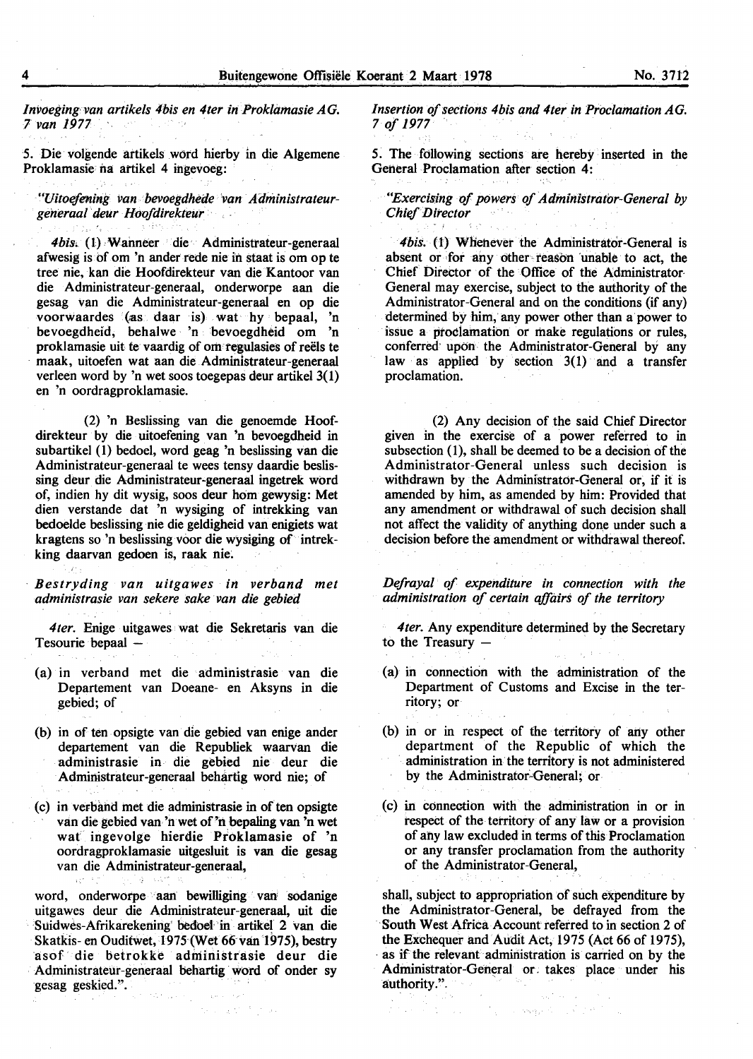*Invoeging van artikels 4bis en 4ter in Proklamasie AG. 7 van 1977*

5. Die volgende artikels word hierby in die Algemene Proklamasie na artikel 4 ingevoeg:

*"Uitoefening van bevoegdhede van Administrateur-generaal deur Hoofdirekteur*

*4bis.* (1) Wanneer die Administrateur-generaal afwesig is of om 'n ander rede nie in staat is om op te tree nie, kan die Hoofdirekteur van die Kantoor van die Administrateur-generaal, onderworpe aan die gesag van die Administrateur-generaal en op die voorwaardes (as daar is) wat hy bepaal, 'n bevoegdheid, behalwe 'n bevoegdheid om 'n proklamasie uit te vaardig of om regulasies of reëls te maak, uitoefen wat aan die Administrateur-generaal verleen word by 'n wet soos toegepas deur artikel 3(1) en 'n oordragproklamasie.

(2) 'n Beslissing van die genoemde Hoofdirekteur by die uitoefening van 'n bevoegdheid in subartikel (1) bedoel, word geag 'n beslissing van die Administrateur-generaal te wees tensy daardie beslissing deur die Administrateur-generaal ingetrek word of, indien hy dit wysig, soos deur hom gewysig: Met dien verstande dat 'n wysiging of intrekking van bedoelde beslissing nie die geldigheid van enigiets wat kragtens so 'n beslissing voor die wysiging of intrekking daarvan gedoen is, raak nie.

*Bestryding van uitgawes in verband met administrasie van sekere sake van die gebied*

*4ter.* Enige uitgawes wat die Sekretaris van die Tesourie bepaal —

(a) in verband met die administrasie van die Departement van Doeane- en Aksyns in die gebied; of

(b) in of ten opsigte van die gebied van enige ander departement van die Republiek waarvan die administrasie in die gebied nie deur die Administrateur-generaal behartig word nie; of

(c) in verband met die administrasie in of ten opsigte van die gebied van 'n wet of 'n bepaling van 'n wet wat ingevolge hierdie Proklamasie of 'n oordragproklamasie uitgesluit is van die gesag van die Administrateur-generaal,

word, onderworpe aan bewilliging van sodanige uitgawes deur die Administrateur-generaal, uit die Suidwes-Afrikarekening bedoel in artikel 2 van die Skatkis- en Ouditwet, 1975 (Wet 66 van 1975), bestry asof die betrokke administrasie deur die Administrateur-generaal behartig word of onder sy gesag geskied.".

*Insertion of sections 4bis and 4ter in Proclamation AG. 7 of 1977*

5. The following sections are hereby inserted in the General Proclamation after section 4:

*"Exercising of powers of Administrator-General by Chief Director*

*4bis.* (1) Whenever the Administrator-General is absent or for any other reason unable to act, the Chief Director of the Office of the Administrator-General may exercise, subject to the authority of the Administrator-General and on the conditions (if any) determined by him, any power other than a power to issue a proclamation or make regulations or rules, conferred upon the Administrator-General by any law as applied by section 3(1) and a transfer proclamation.

(2) Any decision of the said Chief Director given in the exercise of a power referred to in subsection (1), shall be deemed to be a decision of the Administrator-General unless such decision is withdrawn by the Administrator-General or, if it is amended by him, as amended by him: Provided that any amendment or withdrawal of such decision shall not affect the validity of anything done under such a decision before the amendment or withdrawal thereof.

*Defrayal of expenditure in connection with the administration of certain affairs of the territory*

*4ter.* Any expenditure determined by the Secretary to the Treasury —

(a) in connection with the administration of the Department of Customs and Excise in the territory; or

(b) in or in respect of the territory of any other department of the Republic of which the administration in the territory is not administered by the Administrator-General; or

(c) in connection with the administration in or in respect of the territory of any law or a provision of any law excluded in terms of this Proclamation or any transfer proclamation from the authority of the Administrator-General,

shall, subject to appropriation of such expenditure by the Administrator-General, be defrayed from the South West Africa Account referred to in section 2 of the Exchequer and Audit Act, 1975 (Act 66 of 1975), as if the relevant administration is carried on by the Administrator-General or takes place under his authority.".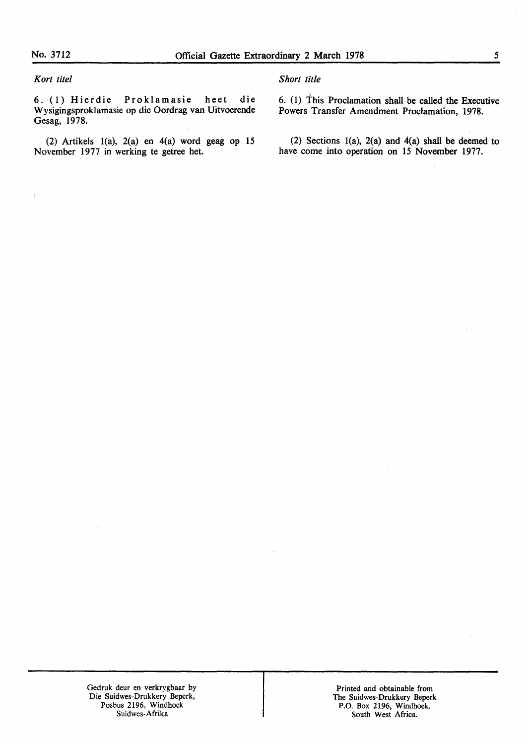*Kort titel*

6. (1) Hierdie Proklamasie heet die Wysigingsproklamasie op die Oordrag van Uitvoerende Gesag, 1978.

(2) Artikels 1(a), 2(a) en 4(a) word geag op 15 November 1977 in werking te getree het.

*Short title*

6. (1) This Proclamation shall be called the Executive Powers Transfer Amendment Proclamation, 1978.

(2) Sections 1(a), 2(a) and 4(a) shall be deemed to have come into operation on 15 November 1977.

Gedruk deur en verkrygbaar by
Die Suidwes-Drukkery Beperk,
Posbus 2196, Windhoek
Suidwes-Afrika

Printed and obtainable from
The Suidwes-Drukkery Beperk
P.O. Box 2196, Windhoek.
South West Africa.